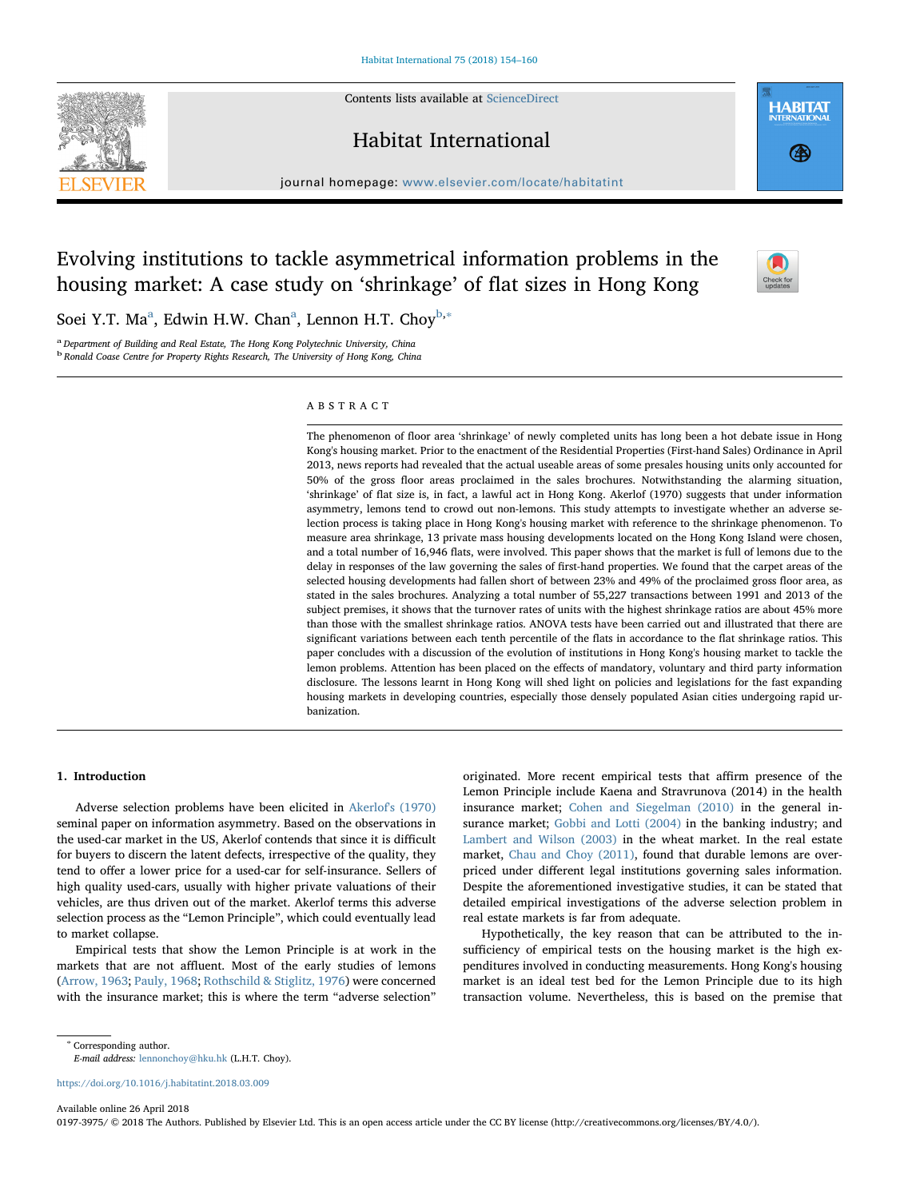# Evolving institutions to tackle asymmetrical information problems in the housing market: A case study on 'shrinkage' of flat sizes in Hong Kong

Soei Y.T. Ma[a], Edwin H.W. Chan[a], Lennon H.T. Choy[b,*]

[a] Department of Building and Real Estate, The Hong Kong Polytechnic University, China
[b] Ronald Coase Centre for Property Rights Research, The University of Hong Kong, China

## ABSTRACT

The phenomenon of floor area 'shrinkage' of newly completed units has long been a hot debate issue in Hong Kong's housing market. Prior to the enactment of the Residential Properties (First-hand Sales) Ordinance in April 2013, news reports had revealed that the actual useable areas of some presales housing units only accounted for 50% of the gross floor areas proclaimed in the sales brochures. Notwithstanding the alarming situation, 'shrinkage' of flat size is, in fact, a lawful act in Hong Kong. Akerlof (1970) suggests that under information asymmetry, lemons tend to crowd out non-lemons. This study attempts to investigate whether an adverse selection process is taking place in Hong Kong's housing market with reference to the shrinkage phenomenon. To measure area shrinkage, 13 private mass housing developments located on the Hong Kong Island were chosen, and a total number of 16,946 flats, were involved. This paper shows that the market is full of lemons due to the delay in responses of the law governing the sales of first-hand properties. We found that the carpet areas of the selected housing developments had fallen short of between 23% and 49% of the proclaimed gross floor area, as stated in the sales brochures. Analyzing a total number of 55,227 transactions between 1991 and 2013 of the subject premises, it shows that the turnover rates of units with the highest shrinkage ratios are about 45% more than those with the smallest shrinkage ratios. ANOVA tests have been carried out and illustrated that there are significant variations between each tenth percentile of the flats in accordance to the flat shrinkage ratios. This paper concludes with a discussion of the evolution of institutions in Hong Kong's housing market to tackle the lemon problems. Attention has been placed on the effects of mandatory, voluntary and third party information disclosure. The lessons learnt in Hong Kong will shed light on policies and legislations for the fast expanding housing markets in developing countries, especially those densely populated Asian cities undergoing rapid urbanization.

## 1. Introduction

Adverse selection problems have been elicited in Akerlof's (1970) seminal paper on information asymmetry. Based on the observations in the used-car market in the US, Akerlof contends that since it is difficult for buyers to discern the latent defects, irrespective of the quality, they tend to offer a lower price for a used-car for self-insurance. Sellers of high quality used-cars, usually with higher private valuations of their vehicles, are thus driven out of the market. Akerlof terms this adverse selection process as the "Lemon Principle", which could eventually lead to market collapse.

Empirical tests that show the Lemon Principle is at work in the markets that are not affluent. Most of the early studies of lemons (Arrow, 1963; Pauly, 1968; Rothschild & Stiglitz, 1976) were concerned with the insurance market; this is where the term "adverse selection" originated. More recent empirical tests that affirm presence of the Lemon Principle include Kaena and Stravrunova (2014) in the health insurance market; Cohen and Siegelman (2010) in the general insurance market; Gobbi and Lotti (2004) in the banking industry; and Lambert and Wilson (2003) in the wheat market. In the real estate market, Chau and Choy (2011), found that durable lemons are overpriced under different legal institutions governing sales information. Despite the aforementioned investigative studies, it can be stated that detailed empirical investigations of the adverse selection problem in real estate markets is far from adequate.

Hypothetically, the key reason that can be attributed to the insufficiency of empirical tests on the housing market is the high expenditures involved in conducting measurements. Hong Kong's housing market is an ideal test bed for the Lemon Principle due to its high transaction volume. Nevertheless, this is based on the premise that

---

* Corresponding author.
*E-mail address:* lennonchoy@hku.hk (L.H.T. Choy).

https://doi.org/10.1016/j.habitatint.2018.03.009

Available online 26 April 2018
0197-3975/ © 2018 The Authors. Published by Elsevier Ltd. This is an open access article under the CC BY license (http://creativecommons.org/licenses/BY/4.0/).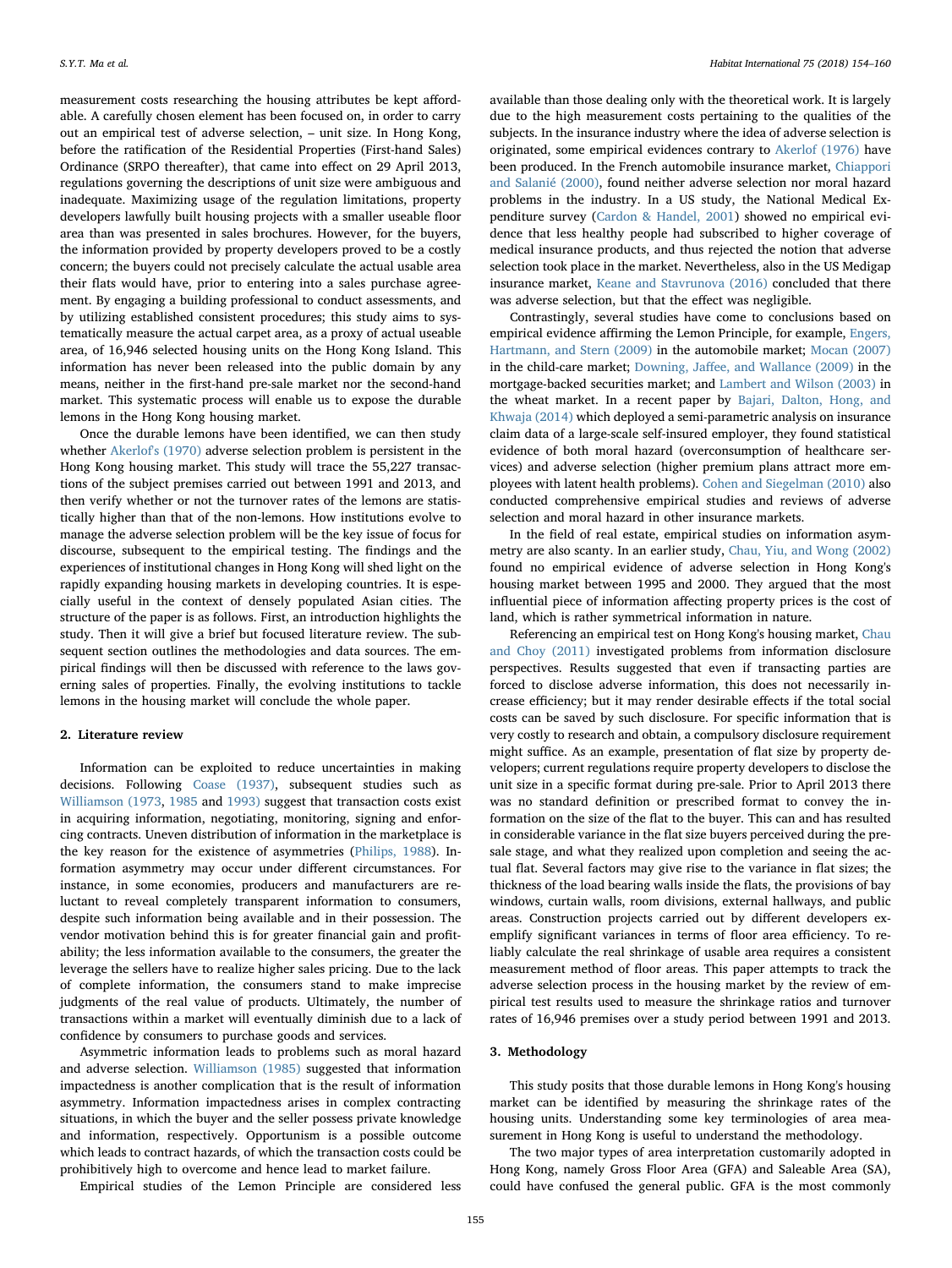measurement costs researching the housing attributes be kept affordable. A carefully chosen element has been focused on, in order to carry out an empirical test of adverse selection, – unit size. In Hong Kong, before the ratification of the Residential Properties (First-hand Sales) Ordinance (SRPO thereafter), that came into effect on 29 April 2013, regulations governing the descriptions of unit size were ambiguous and inadequate. Maximizing usage of the regulation limitations, property developers lawfully built housing projects with a smaller useable floor area than was presented in sales brochures. However, for the buyers, the information provided by property developers proved to be a costly concern; the buyers could not precisely calculate the actual usable area their flats would have, prior to entering into a sales purchase agreement. By engaging a building professional to conduct assessments, and by utilizing established consistent procedures; this study aims to systematically measure the actual carpet area, as a proxy of actual useable area, of 16,946 selected housing units on the Hong Kong Island. This information has never been released into the public domain by any means, neither in the first-hand pre-sale market nor the second-hand market. This systematic process will enable us to expose the durable lemons in the Hong Kong housing market.

Once the durable lemons have been identified, we can then study whether Akerlof's (1970) adverse selection problem is persistent in the Hong Kong housing market. This study will trace the 55,227 transactions of the subject premises carried out between 1991 and 2013, and then verify whether or not the turnover rates of the lemons are statistically higher than that of the non-lemons. How institutions evolve to manage the adverse selection problem will be the key issue of focus for discourse, subsequent to the empirical testing. The findings and the experiences of institutional changes in Hong Kong will shed light on the rapidly expanding housing markets in developing countries. It is especially useful in the context of densely populated Asian cities. The structure of the paper is as follows. First, an introduction highlights the study. Then it will give a brief but focused literature review. The subsequent section outlines the methodologies and data sources. The empirical findings will then be discussed with reference to the laws governing sales of properties. Finally, the evolving institutions to tackle lemons in the housing market will conclude the whole paper.

## 2. Literature review

Information can be exploited to reduce uncertainties in making decisions. Following Coase (1937), subsequent studies such as Williamson (1973, 1985 and 1993) suggest that transaction costs exist in acquiring information, negotiating, monitoring, signing and enforcing contracts. Uneven distribution of information in the marketplace is the key reason for the existence of asymmetries (Philips, 1988). Information asymmetry may occur under different circumstances. For instance, in some economies, producers and manufacturers are reluctant to reveal completely transparent information to consumers, despite such information being available and in their possession. The vendor motivation behind this is for greater financial gain and profitability; the less information available to the consumers, the greater the leverage the sellers have to realize higher sales pricing. Due to the lack of complete information, the consumers stand to make imprecise judgments of the real value of products. Ultimately, the number of transactions within a market will eventually diminish due to a lack of confidence by consumers to purchase goods and services.

Asymmetric information leads to problems such as moral hazard and adverse selection. Williamson (1985) suggested that information impactedness is another complication that is the result of information asymmetry. Information impactedness arises in complex contracting situations, in which the buyer and the seller possess private knowledge and information, respectively. Opportunism is a possible outcome which leads to contract hazards, of which the transaction costs could be prohibitively high to overcome and hence lead to market failure.

Empirical studies of the Lemon Principle are considered less available than those dealing only with the theoretical work. It is largely due to the high measurement costs pertaining to the qualities of the subjects. In the insurance industry where the idea of adverse selection is originated, some empirical evidences contrary to Akerlof (1976) have been produced. In the French automobile insurance market, Chiappori and Salanié (2000), found neither adverse selection nor moral hazard problems in the industry. In a US study, the National Medical Expenditure survey (Cardon & Handel, 2001) showed no empirical evidence that less healthy people had subscribed to higher coverage of medical insurance products, and thus rejected the notion that adverse selection took place in the market. Nevertheless, also in the US Medigap insurance market, Keane and Stavrunova (2016) concluded that there was adverse selection, but that the effect was negligible.

Contrastingly, several studies have come to conclusions based on empirical evidence affirming the Lemon Principle, for example, Engers, Hartmann, and Stern (2009) in the automobile market; Mocan (2007) in the child-care market; Downing, Jaffee, and Wallance (2009) in the mortgage-backed securities market; and Lambert and Wilson (2003) in the wheat market. In a recent paper by Bajari, Dalton, Hong, and Khwaja (2014) which deployed a semi-parametric analysis on insurance claim data of a large-scale self-insured employer, they found statistical evidence of both moral hazard (overconsumption of healthcare services) and adverse selection (higher premium plans attract more employees with latent health problems). Cohen and Siegelman (2010) also conducted comprehensive empirical studies and reviews of adverse selection and moral hazard in other insurance markets.

In the field of real estate, empirical studies on information asymmetry are also scanty. In an earlier study, Chau, Yiu, and Wong (2002) found no empirical evidence of adverse selection in Hong Kong's housing market between 1995 and 2000. They argued that the most influential piece of information affecting property prices is the cost of land, which is rather symmetrical information in nature.

Referencing an empirical test on Hong Kong's housing market, Chau and Choy (2011) investigated problems from information disclosure perspectives. Results suggested that even if transacting parties are forced to disclose adverse information, this does not necessarily increase efficiency; but it may render desirable effects if the total social costs can be saved by such disclosure. For specific information that is very costly to research and obtain, a compulsory disclosure requirement might suffice. As an example, presentation of flat size by property developers; current regulations require property developers to disclose the unit size in a specific format during pre-sale. Prior to April 2013 there was no standard definition or prescribed format to convey the information on the size of the flat to the buyer. This can and has resulted in considerable variance in the flat size buyers perceived during the presale stage, and what they realized upon completion and seeing the actual flat. Several factors may give rise to the variance in flat sizes; the thickness of the load bearing walls inside the flats, the provisions of bay windows, curtain walls, room divisions, external hallways, and public areas. Construction projects carried out by different developers exemplify significant variances in terms of floor area efficiency. To reliably calculate the real shrinkage of usable area requires a consistent measurement method of floor areas. This paper attempts to track the adverse selection process in the housing market by the review of empirical test results used to measure the shrinkage ratios and turnover rates of 16,946 premises over a study period between 1991 and 2013.

## 3. Methodology

This study posits that those durable lemons in Hong Kong's housing market can be identified by measuring the shrinkage rates of the housing units. Understanding some key terminologies of area measurement in Hong Kong is useful to understand the methodology.

The two major types of area interpretation customarily adopted in Hong Kong, namely Gross Floor Area (GFA) and Saleable Area (SA), could have confused the general public. GFA is the most commonly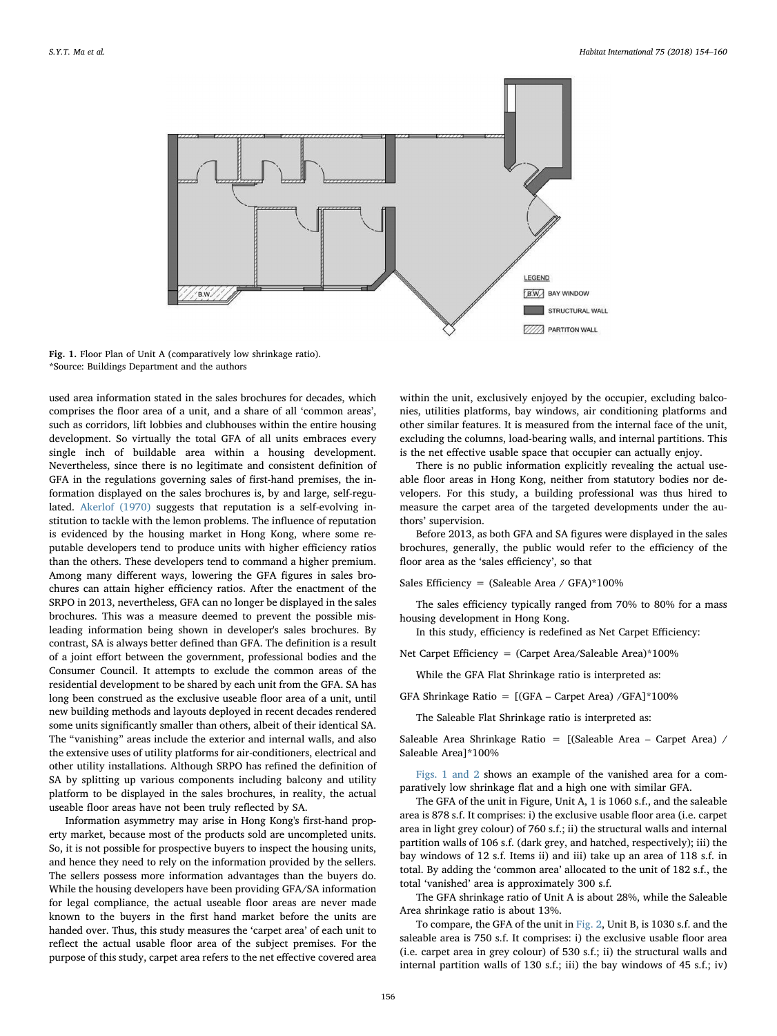Fig. 1. Floor Plan of Unit A (comparatively low shrinkage ratio).
*Source: Buildings Department and the authors

used area information stated in the sales brochures for decades, which comprises the floor area of a unit, and a share of all 'common areas', such as corridors, lift lobbies and clubhouses within the entire housing development. So virtually the total GFA of all units embraces every single inch of buildable area within a housing development. Nevertheless, since there is no legitimate and consistent definition of GFA in the regulations governing sales of first-hand premises, the information displayed on the sales brochures is, by and large, self-regulated. Akerlof (1970) suggests that reputation is a self-evolving institution to tackle with the lemon problems. The influence of reputation is evidenced by the housing market in Hong Kong, where some reputable developers tend to produce units with higher efficiency ratios than the others. These developers tend to command a higher premium. Among many different ways, lowering the GFA figures in sales brochures can attain higher efficiency ratios. After the enactment of the SRPO in 2013, nevertheless, GFA can no longer be displayed in the sales brochures. This was a measure deemed to prevent the possible misleading information being shown in developer's sales brochures. By contrast, SA is always better defined than GFA. The definition is a result of a joint effort between the government, professional bodies and the Consumer Council. It attempts to exclude the common areas of the residential development to be shared by each unit from the GFA. SA has long been construed as the exclusive useable floor area of a unit, until new building methods and layouts deployed in recent decades rendered some units significantly smaller than others, albeit of their identical SA. The "vanishing" areas include the exterior and internal walls, and also the extensive uses of utility platforms for air-conditioners, electrical and other utility installations. Although SRPO has refined the definition of SA by splitting up various components including balcony and utility platform to be displayed in the sales brochures, in reality, the actual useable floor areas have not been truly reflected by SA.

Information asymmetry may arise in Hong Kong's first-hand property market, because most of the products sold are uncompleted units. So, it is not possible for prospective buyers to inspect the housing units, and hence they need to rely on the information provided by the sellers. The sellers possess more information advantages than the buyers do. While the housing developers have been providing GFA/SA information for legal compliance, the actual useable floor areas are never made known to the buyers in the first hand market before the units are handed over. Thus, this study measures the 'carpet area' of each unit to reflect the actual usable floor area of the subject premises. For the purpose of this study, carpet area refers to the net effective covered area within the unit, exclusively enjoyed by the occupier, excluding balconies, utilities platforms, bay windows, air conditioning platforms and other similar features. It is measured from the internal face of the unit, excluding the columns, load-bearing walls, and internal partitions. This is the net effective usable space that occupier can actually enjoy.

There is no public information explicitly revealing the actual useable floor areas in Hong Kong, neither from statutory bodies nor developers. For this study, a building professional was thus hired to measure the carpet area of the targeted developments under the authors' supervision.

Before 2013, as both GFA and SA figures were displayed in the sales brochures, generally, the public would refer to the efficiency of the floor area as the 'sales efficiency', so that

Sales Efficiency = (Saleable Area / GFA)*100%

The sales efficiency typically ranged from 70% to 80% for a mass housing development in Hong Kong.

In this study, efficiency is redefined as Net Carpet Efficiency:

Net Carpet Efficiency = (Carpet Area/Saleable Area)*100%

While the GFA Flat Shrinkage ratio is interpreted as:

GFA Shrinkage Ratio = [(GFA – Carpet Area) /GFA]*100%

The Saleable Flat Shrinkage ratio is interpreted as:

Saleable Area Shrinkage Ratio = [(Saleable Area – Carpet Area) / Saleable Area]*100%

Figs. 1 and 2 shows an example of the vanished area for a comparatively low shrinkage flat and a high one with similar GFA.

The GFA of the unit in Figure, Unit A, 1 is 1060 s.f., and the saleable area is 878 s.f. It comprises: i) the exclusive usable floor area (i.e. carpet area in light grey colour) of 760 s.f.; ii) the structural walls and internal partition walls of 106 s.f. (dark grey, and hatched, respectively); iii) the bay windows of 12 s.f. Items ii) and iii) take up an area of 118 s.f. in total. By adding the 'common area' allocated to the unit of 182 s.f., the total 'vanished' area is approximately 300 s.f.

The GFA shrinkage ratio of Unit A is about 28%, while the Saleable Area shrinkage ratio is about 13%.

To compare, the GFA of the unit in Fig. 2, Unit B, is 1030 s.f. and the saleable area is 750 s.f. It comprises: i) the exclusive usable floor area (i.e. carpet area in grey colour) of 530 s.f.; ii) the structural walls and internal partition walls of 130 s.f.; iii) the bay windows of 45 s.f.; iv)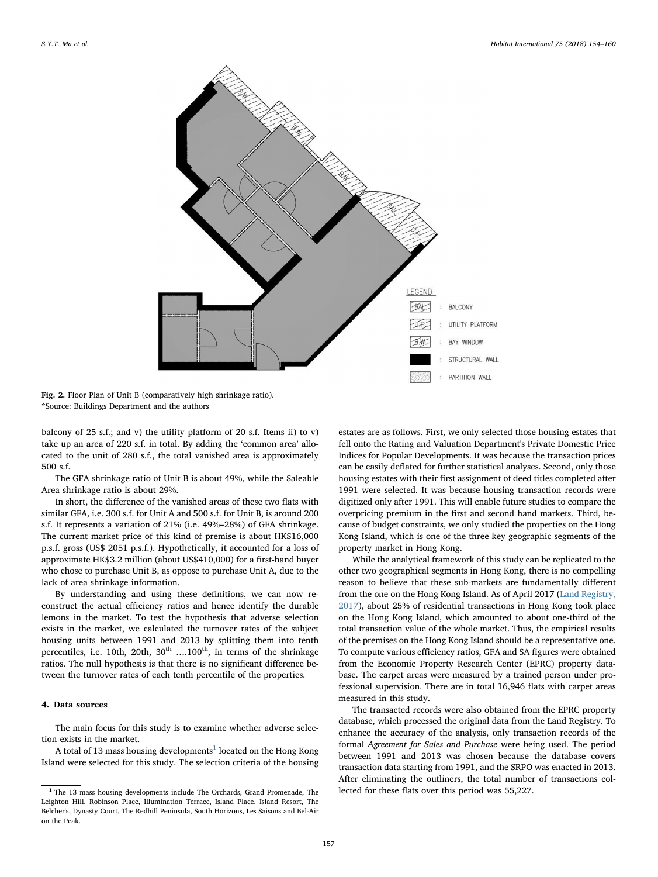Fig. 2. Floor Plan of Unit B (comparatively high shrinkage ratio).
*Source: Buildings Department and the authors

balcony of 25 s.f.; and v) the utility platform of 20 s.f. Items ii) to v) take up an area of 220 s.f. in total. By adding the 'common area' allocated to the unit of 280 s.f., the total vanished area is approximately 500 s.f.

The GFA shrinkage ratio of Unit B is about 49%, while the Saleable Area shrinkage ratio is about 29%.

In short, the difference of the vanished areas of these two flats with similar GFA, i.e. 300 s.f. for Unit A and 500 s.f. for Unit B, is around 200 s.f. It represents a variation of 21% (i.e. 49%–28%) of GFA shrinkage. The current market price of this kind of premise is about HK$16,000 p.s.f. gross (US$ 2051 p.s.f.). Hypothetically, it accounted for a loss of approximate HK$3.2 million (about US$410,000) for a first-hand buyer who chose to purchase Unit B, as oppose to purchase Unit A, due to the lack of area shrinkage information.

By understanding and using these definitions, we can now reconstruct the actual efficiency ratios and hence identify the durable lemons in the market. To test the hypothesis that adverse selection exists in the market, we calculated the turnover rates of the subject housing units between 1991 and 2013 by splitting them into tenth percentiles, i.e. 10th, 20th, 30th ….100th, in terms of the shrinkage ratios. The null hypothesis is that there is no significant difference between the turnover rates of each tenth percentile of the properties.

## 4. Data sources

The main focus for this study is to examine whether adverse selection exists in the market.

A total of 13 mass housing developments[1] located on the Hong Kong Island were selected for this study. The selection criteria of the housing estates are as follows. First, we only selected those housing estates that fell onto the Rating and Valuation Department's Private Domestic Price Indices for Popular Developments. It was because the transaction prices can be easily deflated for further statistical analyses. Second, only those housing estates with their first assignment of deed titles completed after 1991 were selected. It was because housing transaction records were digitized only after 1991. This will enable future studies to compare the overpricing premium in the first and second hand markets. Third, because of budget constraints, we only studied the properties on the Hong Kong Island, which is one of the three key geographic segments of the property market in Hong Kong.

While the analytical framework of this study can be replicated to the other two geographical segments in Hong Kong, there is no compelling reason to believe that these sub-markets are fundamentally different from the one on the Hong Kong Island. As of April 2017 (Land Registry, 2017), about 25% of residential transactions in Hong Kong took place on the Hong Kong Island, which amounted to about one-third of the total transaction value of the whole market. Thus, the empirical results of the premises on the Hong Kong Island should be a representative one. To compute various efficiency ratios, GFA and SA figures were obtained from the Economic Property Research Center (EPRC) property database. The carpet areas were measured by a trained person under professional supervision. There are in total 16,946 flats with carpet areas measured in this study.

The transacted records were also obtained from the EPRC property database, which processed the original data from the Land Registry. To enhance the accuracy of the analysis, only transaction records of the formal *Agreement for Sales and Purchase* were being used. The period between 1991 and 2013 was chosen because the database covers transaction data starting from 1991, and the SRPO was enacted in 2013. After eliminating the outliners, the total number of transactions collected for these flats over this period was 55,227.

[1] The 13 mass housing developments include The Orchards, Grand Promenade, The Leighton Hill, Robinson Place, Illumination Terrace, Island Place, Island Resort, The Belcher's, Dynasty Court, The Redhill Peninsula, South Horizons, Les Saisons and Bel-Air on the Peak.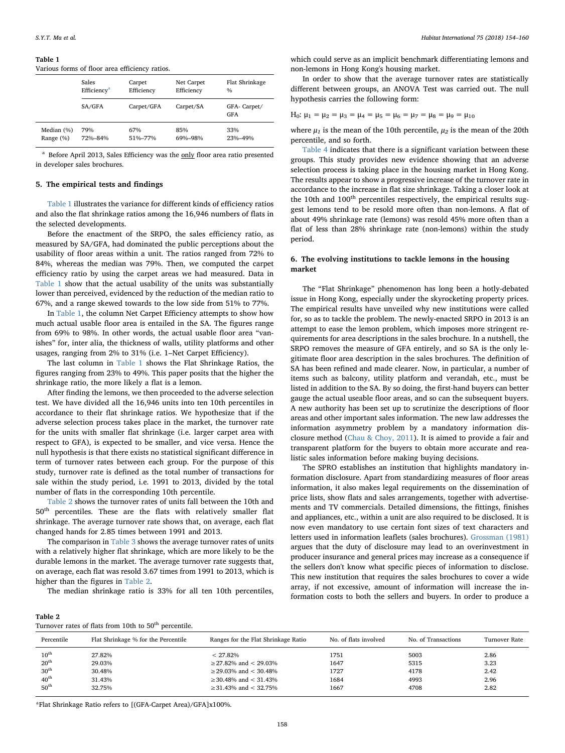**Table 1**
Various forms of floor area efficiency ratios.

| | Sales Efficiency[a] | Carpet Efficiency | Net Carpet Efficiency | Flat Shrinkage % |
|---|---|---|---|---|
| | SA/GFA | Carpet/GFA | Carpet/SA | GFA- Carpet/ GFA |
| Median (%) | 79% | 67% | 85% | 33% |
| Range (%) | 72%–84% | 51%–77% | 69%–98% | 23%–49% |

[a] Before April 2013, Sales Efficiency was the only floor area ratio presented in developer sales brochures.

## 5. The empirical tests and findings

Table 1 illustrates the variance for different kinds of efficiency ratios and also the flat shrinkage ratios among the 16,946 numbers of flats in the selected developments.

Before the enactment of the SRPO, the sales efficiency ratio, as measured by SA/GFA, had dominated the public perceptions about the usability of floor areas within a unit. The ratios ranged from 72% to 84%, whereas the median was 79%. Then, we computed the carpet efficiency ratio by using the carpet areas we had measured. Data in Table 1 show that the actual usability of the units was substantially lower than perceived, evidenced by the reduction of the median ratio to 67%, and a range skewed towards to the low side from 51% to 77%.

In Table 1, the column Net Carpet Efficiency attempts to show how much actual usable floor area is entailed in the SA. The figures range from 69% to 98%. In other words, the actual usable floor area "vanishes" for, inter alia, the thickness of walls, utility platforms and other usages, ranging from 2% to 31% (i.e. 1–Net Carpet Efficiency).

The last column in Table 1 shows the Flat Shrinkage Ratios, the figures ranging from 23% to 49%. This paper posits that the higher the shrinkage ratio, the more likely a flat is a lemon.

After finding the lemons, we then proceeded to the adverse selection test. We have divided all the 16,946 units into ten 10th percentiles in accordance to their flat shrinkage ratios. We hypothesize that if the adverse selection process takes place in the market, the turnover rate for the units with smaller flat shrinkage (i.e. larger carpet area with respect to GFA), is expected to be smaller, and vice versa. Hence the null hypothesis is that there exists no statistical significant difference in term of turnover rates between each group. For the purpose of this study, turnover rate is defined as the total number of transactions for sale within the study period, i.e. 1991 to 2013, divided by the total number of flats in the corresponding 10th percentile.

Table 2 shows the turnover rates of units fall between the 10th and 50th percentiles. These are the flats with relatively smaller flat shrinkage. The average turnover rate shows that, on average, each flat changed hands for 2.85 times between 1991 and 2013.

The comparison in Table 3 shows the average turnover rates of units with a relatively higher flat shrinkage, which are more likely to be the durable lemons in the market. The average turnover rate suggests that, on average, each flat was resold 3.67 times from 1991 to 2013, which is higher than the figures in Table 2.

The median shrinkage ratio is 33% for all ten 10th percentiles, which could serve as an implicit benchmark differentiating lemons and non-lemons in Hong Kong's housing market.

In order to show that the average turnover rates are statistically different between groups, an ANOVA Test was carried out. The null hypothesis carries the following form:

$$H_0: \mu_1 = \mu_2 = \mu_3 = \mu_4 = \mu_5 = \mu_6 = \mu_7 = \mu_8 = \mu_9 = \mu_{10}$$

where $\mu_1$ is the mean of the 10th percentile, $\mu_2$ is the mean of the 20th percentile, and so forth.

Table 4 indicates that there is a significant variation between these groups. This study provides new evidence showing that an adverse selection process is taking place in the housing market in Hong Kong. The results appear to show a progressive increase of the turnover rate in accordance to the increase in flat size shrinkage. Taking a closer look at the 10th and 100th percentiles respectively, the empirical results suggest lemons tend to be resold more often than non-lemons. A flat of about 49% shrinkage rate (lemons) was resold 45% more often than a flat of less than 28% shrinkage rate (non-lemons) within the study period.

## 6. The evolving institutions to tackle lemons in the housing market

The "Flat Shrinkage" phenomenon has long been a hotly-debated issue in Hong Kong, especially under the skyrocketing property prices. The empirical results have unveiled why new institutions were called for, so as to tackle the problem. The newly-enacted SRPO in 2013 is an attempt to ease the lemon problem, which imposes more stringent requirements for area descriptions in the sales brochure. In a nutshell, the SRPO removes the measure of GFA entirely, and so SA is the only legitimate floor area description in the sales brochures. The definition of SA has been refined and made clearer. Now, in particular, a number of items such as balcony, utility platform and verandah, etc., must be listed in addition to the SA. By so doing, the first-hand buyers can better gauge the actual useable floor areas, and so can the subsequent buyers. A new authority has been set up to scrutinize the descriptions of floor areas and other important sales information. The new law addresses the information asymmetry problem by a mandatory information disclosure method (Chau & Choy, 2011). It is aimed to provide a fair and transparent platform for the buyers to obtain more accurate and realistic sales information before making buying decisions.

The SPRO establishes an institution that highlights mandatory information disclosure. Apart from standardizing measures of floor areas information, it also makes legal requirements on the dissemination of price lists, show flats and sales arrangements, together with advertisements and TV commercials. Detailed dimensions, the fittings, finishes and appliances, etc., within a unit are also required to be disclosed. It is now even mandatory to use certain font sizes of text characters and letters used in information leaflets (sales brochures). Grossman (1981) argues that the duty of disclosure may lead to an overinvestment in producer insurance and general prices may increase as a consequence if the sellers don't know what specific pieces of information to disclose. This new institution that requires the sales brochures to cover a wide array, if not excessive, amount of information will increase the information costs to both the sellers and buyers. In order to produce a

**Table 2**
Turnover rates of flats from 10th to 50th percentile.

| Percentile | Flat Shrinkage % for the Percentile | Ranges for the Flat Shrinkage Ratio | No. of flats involved | No. of Transactions | Turnover Rate |
|---|---|---|---|---|---|
| 10th | 27.82% | < 27.82% | 1751 | 5003 | 2.86 |
| 20th | 29.03% | ≥27.82% and < 29.03% | 1647 | 5315 | 3.23 |
| 30th | 30.48% | ≥29.03% and < 30.48% | 1727 | 4178 | 2.42 |
| 40th | 31.43% | ≥30.48% and < 31.43% | 1684 | 4993 | 2.96 |
| 50th | 32.75% | ≥31.43% and < 32.75% | 1667 | 4708 | 2.82 |

*Flat Shrinkage Ratio refers to [(GFA-Carpet Area)/GFA]x100%.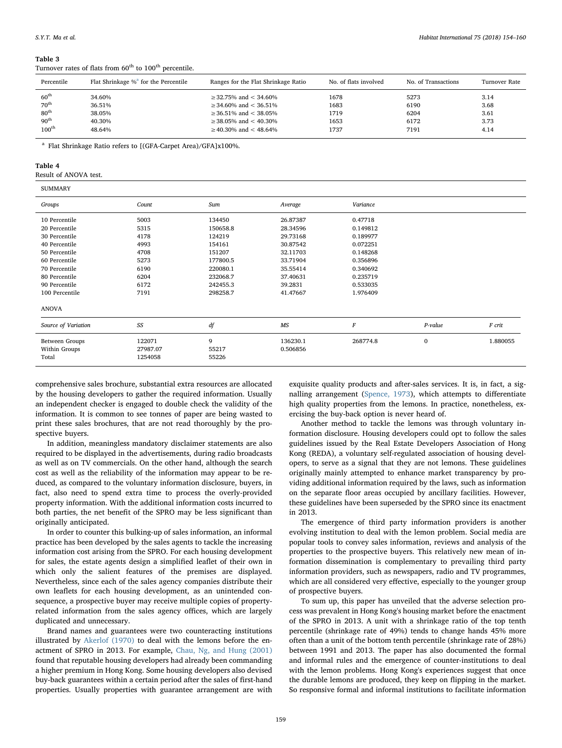**Table 3**
Turnover rates of flats from 60th to 100th percentile.

| Percentile | Flat Shrinkage %[a] for the Percentile | Ranges for the Flat Shrinkage Ratio | No. of flats involved | No. of Transactions | Turnover Rate |
|---|---|---|---|---|---|
| 60th | 34.60% | ≥32.75% and < 34.60% | 1678 | 5273 | 3.14 |
| 70th | 36.51% | ≥34.60% and < 36.51% | 1683 | 6190 | 3.68 |
| 80th | 38.05% | ≥36.51% and < 38.05% | 1719 | 6204 | 3.61 |
| 90th | 40.30% | ≥38.05% and < 40.30% | 1653 | 6172 | 3.73 |
| 100th | 48.64% | ≥40.30% and < 48.64% | 1737 | 7191 | 4.14 |

[a] Flat Shrinkage Ratio refers to [(GFA-Carpet Area)/GFA]x100%.

**Table 4**
Result of ANOVA test.

SUMMARY

| Groups | Count | Sum | Average | Variance |
|---|---|---|---|---|
| 10 Percentile | 5003 | 134450 | 26.87387 | 0.47718 |
| 20 Percentile | 5315 | 150658.8 | 28.34596 | 0.149812 |
| 30 Percentile | 4178 | 124219 | 29.73168 | 0.189977 |
| 40 Percentile | 4993 | 154161 | 30.87542 | 0.072251 |
| 50 Percentile | 4708 | 151207 | 32.11703 | 0.148268 |
| 60 Percentile | 5273 | 177800.5 | 33.71904 | 0.356896 |
| 70 Percentile | 6190 | 220080.1 | 35.55414 | 0.340692 |
| 80 Percentile | 6204 | 232068.7 | 37.40631 | 0.235719 |
| 90 Percentile | 6172 | 242455.3 | 39.2831 | 0.533035 |
| 100 Percentile | 7191 | 298258.7 | 41.47667 | 1.976409 |

ANOVA

| Source of Variation | SS | df | MS | F | P-value | F crit |
|---|---|---|---|---|---|---|
| Between Groups | 122071 | 9 | 136230.1 | 268774.8 | 0 | 1.880055 |
| Within Groups | 27987.07 | 55217 | 0.506856 | | | |
| Total | 1254058 | 55226 | | | | |

comprehensive sales brochure, substantial extra resources are allocated by the housing developers to gather the required information. Usually an independent checker is engaged to double check the validity of the information. It is common to see tonnes of paper are being wasted to print these sales brochures, that are not read thoroughly by the prospective buyers.

In addition, meaningless mandatory disclaimer statements are also required to be displayed in the advertisements, during radio broadcasts as well as on TV commercials. On the other hand, although the search cost as well as the reliability of the information may appear to be reduced, as compared to the voluntary information disclosure, buyers, in fact, also need to spend extra time to process the overly-provided property information. With the additional information costs incurred to both parties, the net benefit of the SPRO may be less significant than originally anticipated.

In order to counter this bulking-up of sales information, an informal practice has been developed by the sales agents to tackle the increasing information cost arising from the SPRO. For each housing development for sales, the estate agents design a simplified leaflet of their own in which only the salient features of the premises are displayed. Nevertheless, since each of the sales agency companies distribute their own leaflets for each housing development, as an unintended consequence, a prospective buyer may receive multiple copies of property-related information from the sales agency offices, which are largely duplicated and unnecessary.

Brand names and guarantees were two counteracting institutions illustrated by Akerlof (1970) to deal with the lemons before the enactment of SPRO in 2013. For example, Chau, Ng, and Hung (2001) found that reputable housing developers had already been commanding a higher premium in Hong Kong. Some housing developers also devised buy-back guarantees within a certain period after the sales of first-hand properties. Usually properties with guarantee arrangement are with exquisite quality products and after-sales services. It is, in fact, a signalling arrangement (Spence, 1973), which attempts to differentiate high quality properties from the lemons. In practice, nonetheless, exercising the buy-back option is never heard of.

Another method to tackle the lemons was through voluntary information disclosure. Housing developers could opt to follow the sales guidelines issued by the Real Estate Developers Association of Hong Kong (REDA), a voluntary self-regulated association of housing developers, to serve as a signal that they are not lemons. These guidelines originally mainly attempted to enhance market transparency by providing additional information required by the laws, such as information on the separate floor areas occupied by ancillary facilities. However, these guidelines have been superseded by the SPRO since its enactment in 2013.

The emergence of third party information providers is another evolving institution to deal with the lemon problem. Social media are popular tools to convey sales information, reviews and analysis of the properties to the prospective buyers. This relatively new mean of information dissemination is complementary to prevailing third party information providers, such as newspapers, radio and TV programmes, which are all considered very effective, especially to the younger group of prospective buyers.

To sum up, this paper has unveiled that the adverse selection process was prevalent in Hong Kong's housing market before the enactment of the SPRO in 2013. A unit with a shrinkage ratio of the top tenth percentile (shrinkage rate of 49%) tends to change hands 45% more often than a unit of the bottom tenth percentile (shrinkage rate of 28%) between 1991 and 2013. The paper has also documented the formal and informal rules and the emergence of counter-institutions to deal with the lemon problems. Hong Kong's experiences suggest that once the durable lemons are produced, they keep on flipping in the market. So responsive formal and informal institutions to facilitate information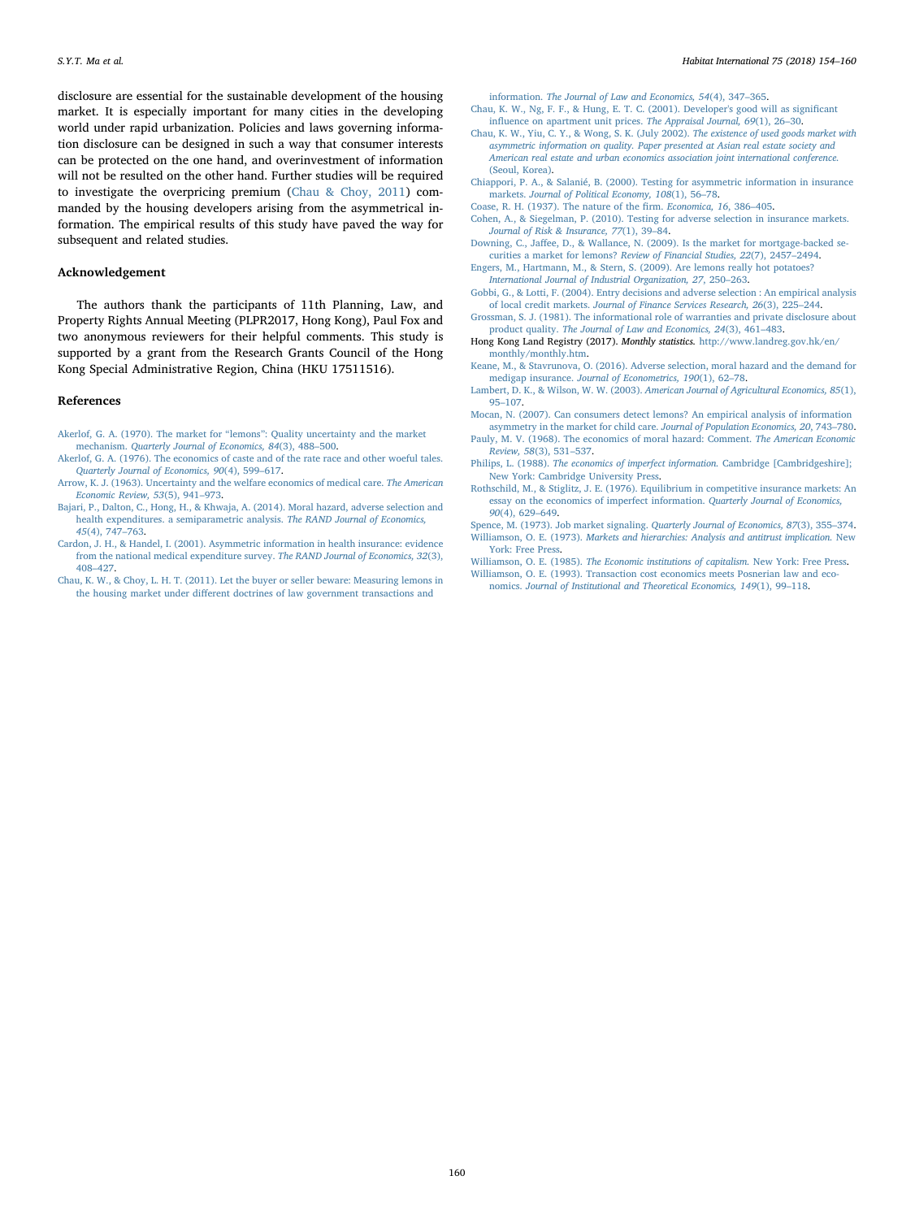disclosure are essential for the sustainable development of the housing market. It is especially important for many cities in the developing world under rapid urbanization. Policies and laws governing information disclosure can be designed in such a way that consumer interests can be protected on the one hand, and overinvestment of information will not be resulted on the other hand. Further studies will be required to investigate the overpricing premium (Chau & Choy, 2011) commanded by the housing developers arising from the asymmetrical information. The empirical results of this study have paved the way for subsequent and related studies.

## Acknowledgement

The authors thank the participants of 11th Planning, Law, and Property Rights Annual Meeting (PLPR2017, Hong Kong), Paul Fox and two anonymous reviewers for their helpful comments. This study is supported by a grant from the Research Grants Council of the Hong Kong Special Administrative Region, China (HKU 17511516).

## References

Akerlof, G. A. (1970). The market for "lemons": Quality uncertainty and the market mechanism. *Quarterly Journal of Economics, 84*(3), 488–500.

Akerlof, G. A. (1976). The economics of caste and of the rate race and other woeful tales. *Quarterly Journal of Economics, 90*(4), 599–617.

Arrow, K. J. (1963). Uncertainty and the welfare economics of medical care. *The American Economic Review, 53*(5), 941–973.

Bajari, P., Dalton, C., Hong, H., & Khwaja, A. (2014). Moral hazard, adverse selection and health expenditures. a semiparametric analysis. *The RAND Journal of Economics, 45*(4), 747–763.

Cardon, J. H., & Handel, I. (2001). Asymmetric information in health insurance: evidence from the national medical expenditure survey. *The RAND Journal of Economics, 32*(3), 408–427.

Chau, K. W., & Choy, L. H. T. (2011). Let the buyer or seller beware: Measuring lemons in the housing market under different doctrines of law government transactions and information. *The Journal of Law and Economics, 54*(4), 347–365.

Chau, K. W., Ng, F. F., & Hung, E. T. C. (2001). Developer's good will as significant influence on apartment unit prices. *The Appraisal Journal, 69*(1), 26–30.

Chau, K. W., Yiu, C. Y., & Wong, S. K. (July 2002). *The existence of used goods market with asymmetric information on quality. Paper presented at Asian real estate society and American real estate and urban economics association joint international conference.* (Seoul, Korea).

Chiappori, P. A., & Salanié, B. (2000). Testing for asymmetric information in insurance markets. *Journal of Political Economy, 108*(1), 56–78.

Coase, R. H. (1937). The nature of the firm. *Economica, 16*, 386–405.

Cohen, A., & Siegelman, P. (2010). Testing for adverse selection in insurance markets. *Journal of Risk & Insurance, 77*(1), 39–84.

Downing, C., Jaffee, D., & Wallance, N. (2009). Is the market for mortgage-backed securities a market for lemons? *Review of Financial Studies, 22*(7), 2457–2494.

Engers, M., Hartmann, M., & Stern, S. (2009). Are lemons really hot potatoes? *International Journal of Industrial Organization, 27*, 250–263.

Gobbi, G., & Lotti, F. (2004). Entry decisions and adverse selection : An empirical analysis of local credit markets. *Journal of Finance Services Research, 26*(3), 225–244.

Grossman, S. J. (1981). The informational role of warranties and private disclosure about product quality. *The Journal of Law and Economics, 24*(3), 461–483.

Hong Kong Land Registry (2017). *Monthly statistics.* http://www.landreg.gov.hk/en/monthly/monthly.htm.

Keane, M., & Stavrunova, O. (2016). Adverse selection, moral hazard and the demand for medigap insurance. *Journal of Econometrics, 190*(1), 62–78.

Lambert, D. K., & Wilson, W. W. (2003). *American Journal of Agricultural Economics, 85*(1), 95–107.

Mocan, N. (2007). Can consumers detect lemons? An empirical analysis of information asymmetry in the market for child care. *Journal of Population Economics, 20*, 743–780.

Pauly, M. V. (1968). The economics of moral hazard: Comment. *The American Economic Review, 58*(3), 531–537.

Philips, L. (1988). *The economics of imperfect information.* Cambridge [Cambridgeshire]; New York: Cambridge University Press.

Rothschild, M., & Stiglitz, J. E. (1976). Equilibrium in competitive insurance markets: An essay on the economics of imperfect information. *Quarterly Journal of Economics, 90*(4), 629–649.

Spence, M. (1973). Job market signaling. *Quarterly Journal of Economics, 87*(3), 355–374.

Williamson, O. E. (1973). *Markets and hierarchies: Analysis and antitrust implication.* New York: Free Press.

Williamson, O. E. (1985). *The Economic institutions of capitalism.* New York: Free Press.

Williamson, O. E. (1993). Transaction cost economics meets Posnerian law and economics. *Journal of Institutional and Theoretical Economics, 149*(1), 99–118.